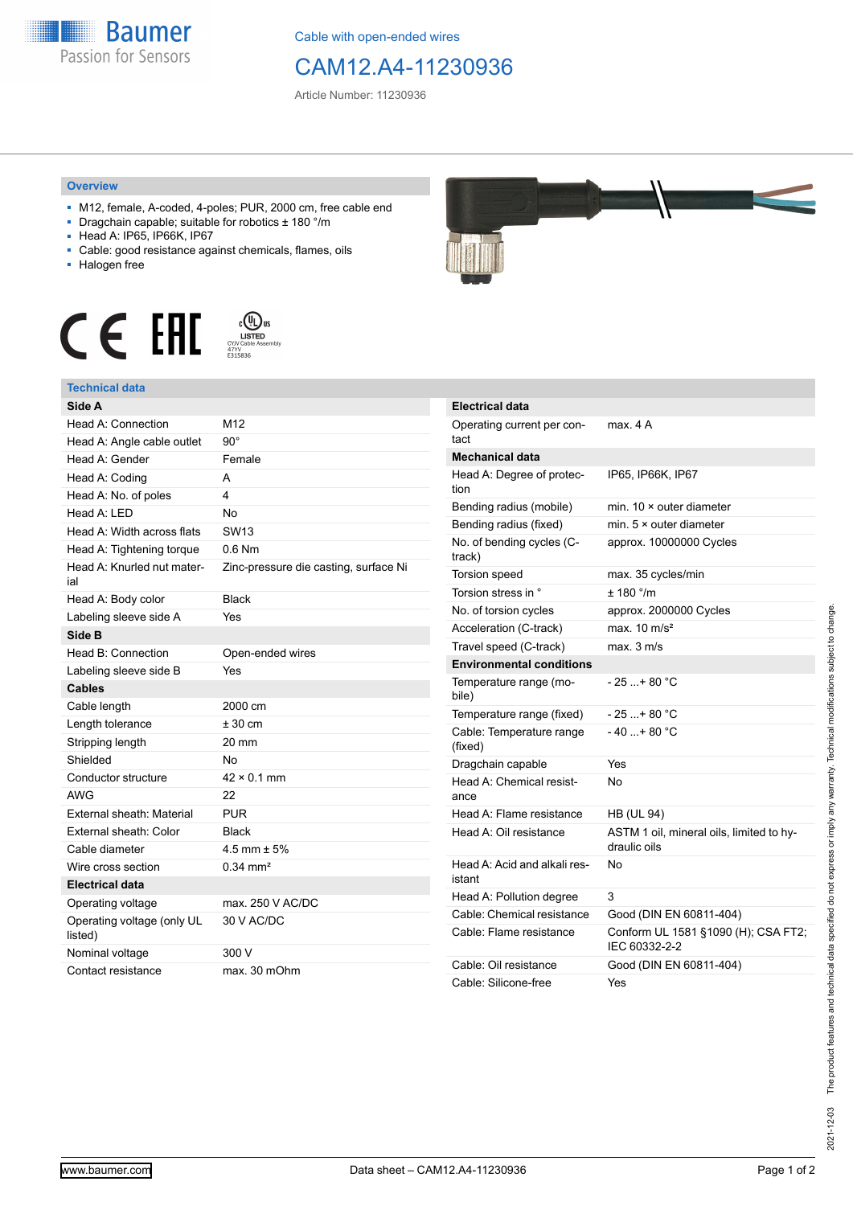Cable with open-ended wires

# CAM12.A4-11230936

Article Number: 11230936

## Overview

- M12, female, A-coded, 4-poles; PUR, 2000 cm, free cable end
- Dragchain capable; suitable for robotics ± 180 °/m
- Head A: IP65, IP66K, IP67
- Cable: good resistance against chemicals, flames, oils
- Halogen free

## Technical data

| **Side A** | |
|---|---|
| Head A: Connection | M12 |
| Head A: Angle cable outlet | 90° |
| Head A: Gender | Female |
| Head A: Coding | A |
| Head A: No. of poles | 4 |
| Head A: LED | No |
| Head A: Width across flats | SW13 |
| Head A: Tightening torque | 0.6 Nm |
| Head A: Knurled nut material | Zinc-pressure die casting, surface Ni |
| Head A: Body color | Black |
| Labeling sleeve side A | Yes |
| **Side B** | |
| Head B: Connection | Open-ended wires |
| Labeling sleeve side B | Yes |
| **Cables** | |
| Cable length | 2000 cm |
| Length tolerance | ± 30 cm |
| Stripping length | 20 mm |
| Shielded | No |
| Conductor structure | 42 × 0.1 mm |
| AWG | 22 |
| External sheath: Material | PUR |
| External sheath: Color | Black |
| Cable diameter | 4.5 mm ± 5% |
| Wire cross section | 0.34 mm² |
| **Electrical data** | |
| Operating voltage | max. 250 V AC/DC |
| Operating voltage (only UL listed) | 30 V AC/DC |
| Nominal voltage | 300 V |
| Contact resistance | max. 30 mOhm |

| **Electrical data** | |
|---|---|
| Operating current per contact | max. 4 A |
| **Mechanical data** | |
| Head A: Degree of protection | IP65, IP66K, IP67 |
| Bending radius (mobile) | min. 10 × outer diameter |
| Bending radius (fixed) | min. 5 × outer diameter |
| No. of bending cycles (C-track) | approx. 10000000 Cycles |
| Torsion speed | max. 35 cycles/min |
| Torsion stress in ° | ± 180 °/m |
| No. of torsion cycles | approx. 2000000 Cycles |
| Acceleration (C-track) | max. 10 m/s² |
| Travel speed (C-track) | max. 3 m/s |
| **Environmental conditions** | |
| Temperature range (mobile) | - 25 ...+ 80 °C |
| Temperature range (fixed) | - 25 ...+ 80 °C |
| Cable: Temperature range (fixed) | - 40 ...+ 80 °C |
| Dragchain capable | Yes |
| Head A: Chemical resistance | No |
| Head A: Flame resistance | HB (UL 94) |
| Head A: Oil resistance | ASTM 1 oil, mineral oils, limited to hydraulic oils |
| Head A: Acid and alkali resistant | No |
| Head A: Pollution degree | 3 |
| Cable: Chemical resistance | Good (DIN EN 60811-404) |
| Cable: Flame resistance | Conform UL 1581 §1090 (H); CSA FT2; IEC 60332-2-2 |
| Cable: Oil resistance | Good (DIN EN 60811-404) |
| Cable: Silicone-free | Yes |

2021-12-03 The product features and technical data specified do not express or imply any warranty. Technical modifications subject to change.

www.baumer.com Data sheet – CAM12.A4-11230936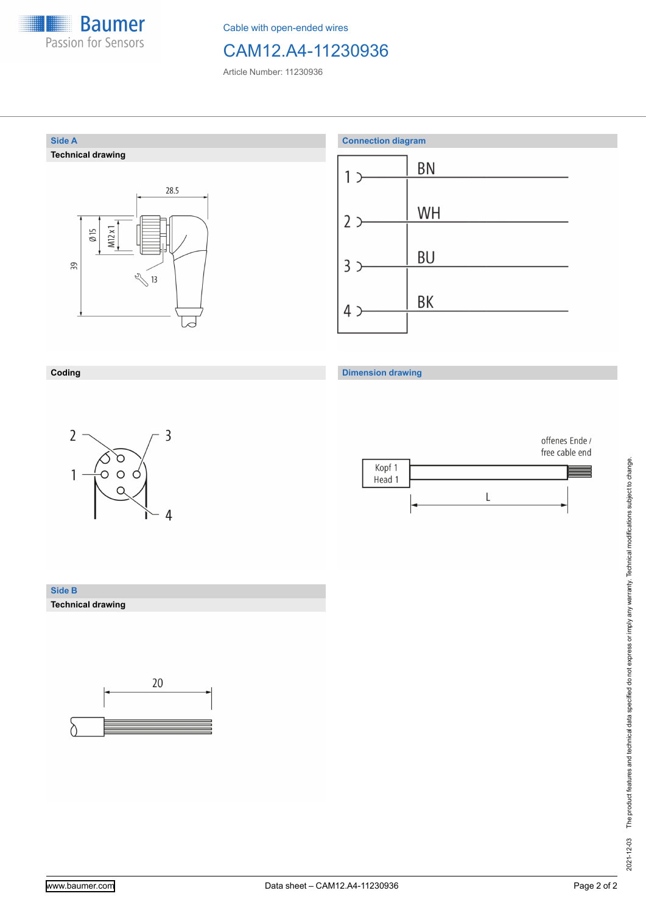Cable with open-ended wires

# CAM12.A4-11230936

Article Number: 11230936

## Side A

### Technical drawing

28.5

Ø 15

M12 x 1

39

13

## Connection diagram

1 BN

2 WH

3 BU

4 BK

### Coding

2

3

1

4

## Dimension drawing

offenes Ende / free cable end

Kopf 1 Head 1

L

## Side B

### Technical drawing

20

The product features and technical data specified do not express or imply any warranty. Technical modifications subject to change.

2021-12-03

www.baumer.com

Data sheet – CAM12.A4-11230936